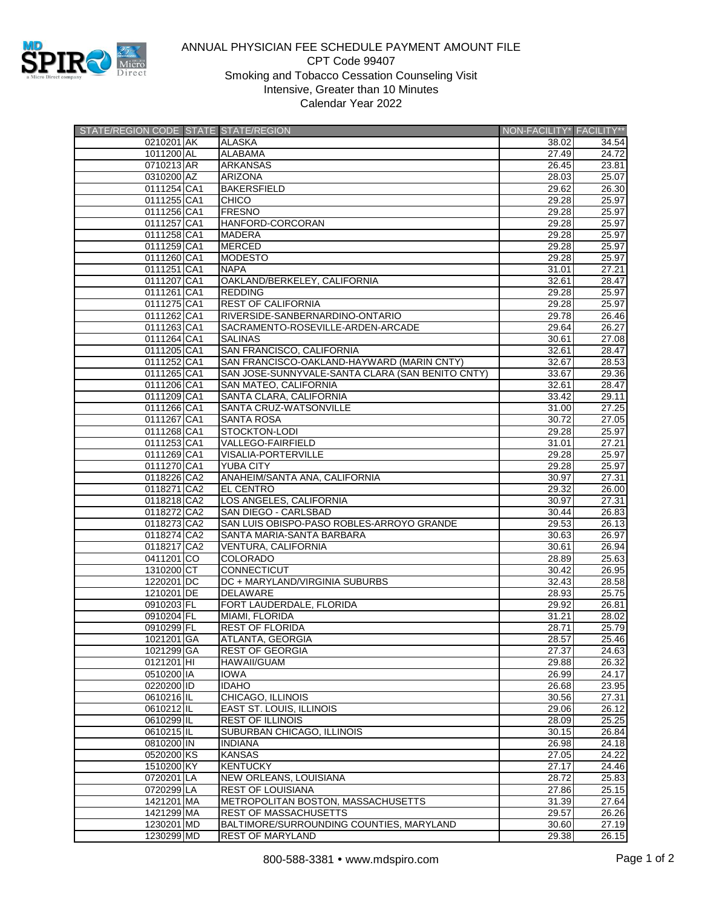# ANNUAL PHYSICIAN FEE SCHEDULE PAYMENT AMOUNT FILE

CPT Code 99407

Smoking and Tobacco Cessation Counseling Visit

Intensive, Greater than 10 Minutes

Calendar Year 2022

| STATE/REGION CODE | STATE | STATE/REGION | NON-FACILITY* | FACILITY** |
|---|---|---|---|---|
| 0210201 | AK | ALASKA | 38.02 | 34.54 |
| 1011200 | AL | ALABAMA | 27.49 | 24.72 |
| 0710213 | AR | ARKANSAS | 26.45 | 23.81 |
| 0310200 | AZ | ARIZONA | 28.03 | 25.07 |
| 0111254 | CA1 | BAKERSFIELD | 29.62 | 26.30 |
| 0111255 | CA1 | CHICO | 29.28 | 25.97 |
| 0111256 | CA1 | FRESNO | 29.28 | 25.97 |
| 0111257 | CA1 | HANFORD-CORCORAN | 29.28 | 25.97 |
| 0111258 | CA1 | MADERA | 29.28 | 25.97 |
| 0111259 | CA1 | MERCED | 29.28 | 25.97 |
| 0111260 | CA1 | MODESTO | 29.28 | 25.97 |
| 0111251 | CA1 | NAPA | 31.01 | 27.21 |
| 0111207 | CA1 | OAKLAND/BERKELEY, CALIFORNIA | 32.61 | 28.47 |
| 0111261 | CA1 | REDDING | 29.28 | 25.97 |
| 0111275 | CA1 | REST OF CALIFORNIA | 29.28 | 25.97 |
| 0111262 | CA1 | RIVERSIDE-SANBERNARDINO-ONTARIO | 29.78 | 26.46 |
| 0111263 | CA1 | SACRAMENTO-ROSEVILLE-ARDEN-ARCADE | 29.64 | 26.27 |
| 0111264 | CA1 | SALINAS | 30.61 | 27.08 |
| 0111205 | CA1 | SAN FRANCISCO, CALIFORNIA | 32.61 | 28.47 |
| 0111252 | CA1 | SAN FRANCISCO-OAKLAND-HAYWARD (MARIN CNTY) | 32.67 | 28.53 |
| 0111265 | CA1 | SAN JOSE-SUNNYVALE-SANTA CLARA (SAN BENITO CNTY) | 33.67 | 29.36 |
| 0111206 | CA1 | SAN MATEO, CALIFORNIA | 32.61 | 28.47 |
| 0111209 | CA1 | SANTA CLARA, CALIFORNIA | 33.42 | 29.11 |
| 0111266 | CA1 | SANTA CRUZ-WATSONVILLE | 31.00 | 27.25 |
| 0111267 | CA1 | SANTA ROSA | 30.72 | 27.05 |
| 0111268 | CA1 | STOCKTON-LODI | 29.28 | 25.97 |
| 0111253 | CA1 | VALLEGO-FAIRFIELD | 31.01 | 27.21 |
| 0111269 | CA1 | VISALIA-PORTERVILLE | 29.28 | 25.97 |
| 0111270 | CA1 | YUBA CITY | 29.28 | 25.97 |
| 0118226 | CA2 | ANAHEIM/SANTA ANA, CALIFORNIA | 30.97 | 27.31 |
| 0118271 | CA2 | EL CENTRO | 29.32 | 26.00 |
| 0118218 | CA2 | LOS ANGELES, CALIFORNIA | 30.97 | 27.31 |
| 0118272 | CA2 | SAN DIEGO - CARLSBAD | 30.44 | 26.83 |
| 0118273 | CA2 | SAN LUIS OBISPO-PASO ROBLES-ARROYO GRANDE | 29.53 | 26.13 |
| 0118274 | CA2 | SANTA MARIA-SANTA BARBARA | 30.63 | 26.97 |
| 0118217 | CA2 | VENTURA, CALIFORNIA | 30.61 | 26.94 |
| 0411201 | CO | COLORADO | 28.89 | 25.63 |
| 1310200 | CT | CONNECTICUT | 30.42 | 26.95 |
| 1220201 | DC | DC + MARYLAND/VIRGINIA SUBURBS | 32.43 | 28.58 |
| 1210201 | DE | DELAWARE | 28.93 | 25.75 |
| 0910203 | FL | FORT LAUDERDALE, FLORIDA | 29.92 | 26.81 |
| 0910204 | FL | MIAMI, FLORIDA | 31.21 | 28.02 |
| 0910299 | FL | REST OF FLORIDA | 28.71 | 25.79 |
| 1021201 | GA | ATLANTA, GEORGIA | 28.57 | 25.46 |
| 1021299 | GA | REST OF GEORGIA | 27.37 | 24.63 |
| 0121201 | HI | HAWAII/GUAM | 29.88 | 26.32 |
| 0510200 | IA | IOWA | 26.99 | 24.17 |
| 0220200 | ID | IDAHO | 26.68 | 23.95 |
| 0610216 | IL | CHICAGO, ILLINOIS | 30.56 | 27.31 |
| 0610212 | IL | EAST ST. LOUIS, ILLINOIS | 29.06 | 26.12 |
| 0610299 | IL | REST OF ILLINOIS | 28.09 | 25.25 |
| 0610215 | IL | SUBURBAN CHICAGO, ILLINOIS | 30.15 | 26.84 |
| 0810200 | IN | INDIANA | 26.98 | 24.18 |
| 0520200 | KS | KANSAS | 27.05 | 24.22 |
| 1510200 | KY | KENTUCKY | 27.17 | 24.46 |
| 0720201 | LA | NEW ORLEANS, LOUISIANA | 28.72 | 25.83 |
| 0720299 | LA | REST OF LOUISIANA | 27.86 | 25.15 |
| 1421201 | MA | METROPOLITAN BOSTON, MASSACHUSETTS | 31.39 | 27.64 |
| 1421299 | MA | REST OF MASSACHUSETTS | 29.57 | 26.26 |
| 1230201 | MD | BALTIMORE/SURROUNDING COUNTIES, MARYLAND | 30.60 | 27.19 |
| 1230299 | MD | REST OF MARYLAND | 29.38 | 26.15 |

800-588-3381 • www.mdspiro.com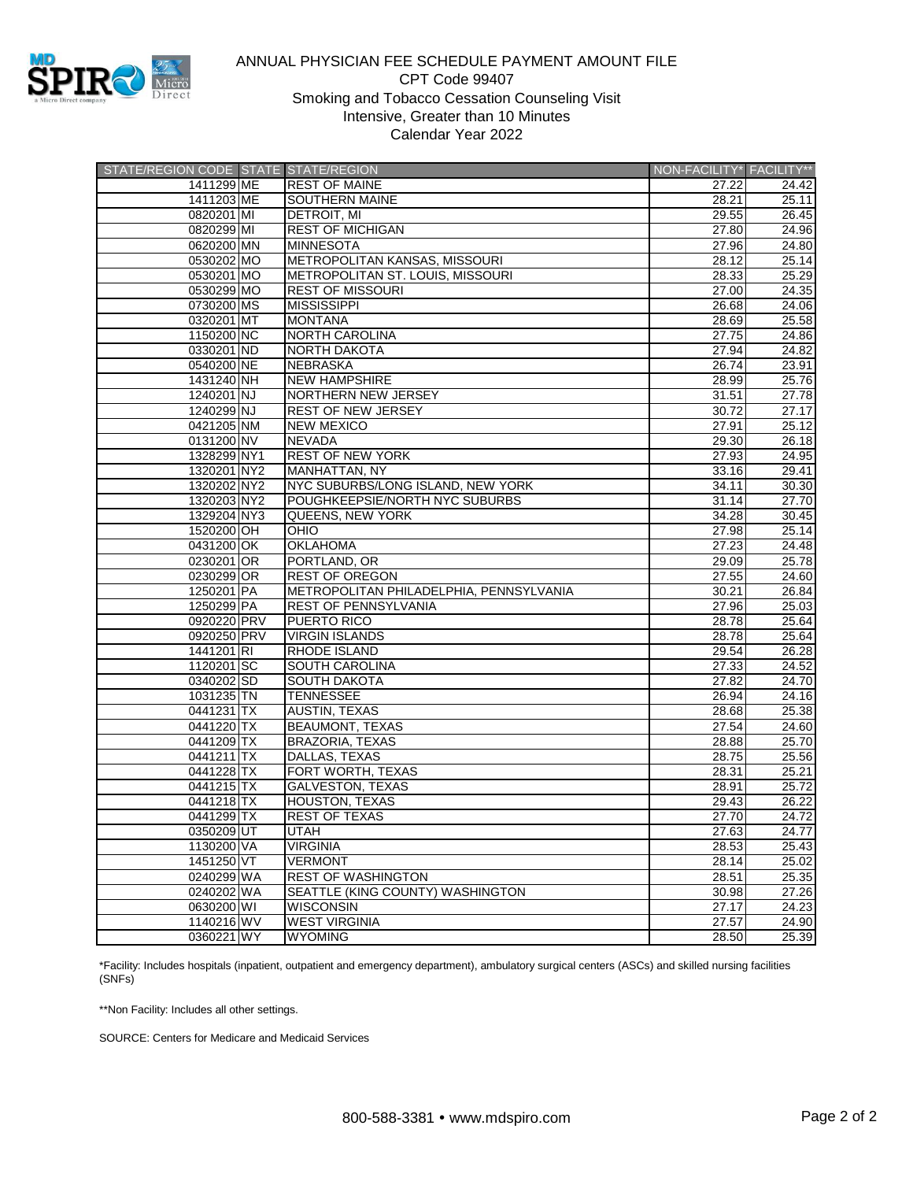ANNUAL PHYSICIAN FEE SCHEDULE PAYMENT AMOUNT FILE

CPT Code 99407

Smoking and Tobacco Cessation Counseling Visit

Intensive, Greater than 10 Minutes

Calendar Year 2022

| STATE/REGION CODE | STATE | STATE/REGION | NON-FACILITY* | FACILITY** |
|---|---|---|---|---|
| 1411299 | ME | REST OF MAINE | 27.22 | 24.42 |
| 1411203 | ME | SOUTHERN MAINE | 28.21 | 25.11 |
| 0820201 | MI | DETROIT, MI | 29.55 | 26.45 |
| 0820299 | MI | REST OF MICHIGAN | 27.80 | 24.96 |
| 0620200 | MN | MINNESOTA | 27.96 | 24.80 |
| 0530202 | MO | METROPOLITAN KANSAS, MISSOURI | 28.12 | 25.14 |
| 0530201 | MO | METROPOLITAN ST. LOUIS, MISSOURI | 28.33 | 25.29 |
| 0530299 | MO | REST OF MISSOURI | 27.00 | 24.35 |
| 0730200 | MS | MISSISSIPPI | 26.68 | 24.06 |
| 0320201 | MT | MONTANA | 28.69 | 25.58 |
| 1150200 | NC | NORTH CAROLINA | 27.75 | 24.86 |
| 0330201 | ND | NORTH DAKOTA | 27.94 | 24.82 |
| 0540200 | NE | NEBRASKA | 26.74 | 23.91 |
| 1431240 | NH | NEW HAMPSHIRE | 28.99 | 25.76 |
| 1240201 | NJ | NORTHERN NEW JERSEY | 31.51 | 27.78 |
| 1240299 | NJ | REST OF NEW JERSEY | 30.72 | 27.17 |
| 0421205 | NM | NEW MEXICO | 27.91 | 25.12 |
| 0131200 | NV | NEVADA | 29.30 | 26.18 |
| 1328299 | NY1 | REST OF NEW YORK | 27.93 | 24.95 |
| 1320201 | NY2 | MANHATTAN, NY | 33.16 | 29.41 |
| 1320202 | NY2 | NYC SUBURBS/LONG ISLAND, NEW YORK | 34.11 | 30.30 |
| 1320203 | NY2 | POUGHKEEPSIE/NORTH NYC SUBURBS | 31.14 | 27.70 |
| 1329204 | NY3 | QUEENS, NEW YORK | 34.28 | 30.45 |
| 1520200 | OH | OHIO | 27.98 | 25.14 |
| 0431200 | OK | OKLAHOMA | 27.23 | 24.48 |
| 0230201 | OR | PORTLAND, OR | 29.09 | 25.78 |
| 0230299 | OR | REST OF OREGON | 27.55 | 24.60 |
| 1250201 | PA | METROPOLITAN PHILADELPHIA, PENNSYLVANIA | 30.21 | 26.84 |
| 1250299 | PA | REST OF PENNSYLVANIA | 27.96 | 25.03 |
| 0920220 | PRV | PUERTO RICO | 28.78 | 25.64 |
| 0920250 | PRV | VIRGIN ISLANDS | 28.78 | 25.64 |
| 1441201 | RI | RHODE ISLAND | 29.54 | 26.28 |
| 1120201 | SC | SOUTH CAROLINA | 27.33 | 24.52 |
| 0340202 | SD | SOUTH DAKOTA | 27.82 | 24.70 |
| 1031235 | TN | TENNESSEE | 26.94 | 24.16 |
| 0441231 | TX | AUSTIN, TEXAS | 28.68 | 25.38 |
| 0441220 | TX | BEAUMONT, TEXAS | 27.54 | 24.60 |
| 0441209 | TX | BRAZORIA, TEXAS | 28.88 | 25.70 |
| 0441211 | TX | DALLAS, TEXAS | 28.75 | 25.56 |
| 0441228 | TX | FORT WORTH, TEXAS | 28.31 | 25.21 |
| 0441215 | TX | GALVESTON, TEXAS | 28.91 | 25.72 |
| 0441218 | TX | HOUSTON, TEXAS | 29.43 | 26.22 |
| 0441299 | TX | REST OF TEXAS | 27.70 | 24.72 |
| 0350209 | UT | UTAH | 27.63 | 24.77 |
| 1130200 | VA | VIRGINIA | 28.53 | 25.43 |
| 1451250 | VT | VERMONT | 28.14 | 25.02 |
| 0240299 | WA | REST OF WASHINGTON | 28.51 | 25.35 |
| 0240202 | WA | SEATTLE (KING COUNTY) WASHINGTON | 30.98 | 27.26 |
| 0630200 | WI | WISCONSIN | 27.17 | 24.23 |
| 1140216 | WV | WEST VIRGINIA | 27.57 | 24.90 |
| 0360221 | WY | WYOMING | 28.50 | 25.39 |

*Facility: Includes hospitals (inpatient, outpatient and emergency department), ambulatory surgical centers (ASCs) and skilled nursing facilities (SNFs)

**Non Facility: Includes all other settings.

SOURCE: Centers for Medicare and Medicaid Services

800-588-3381 • www.mdspiro.com